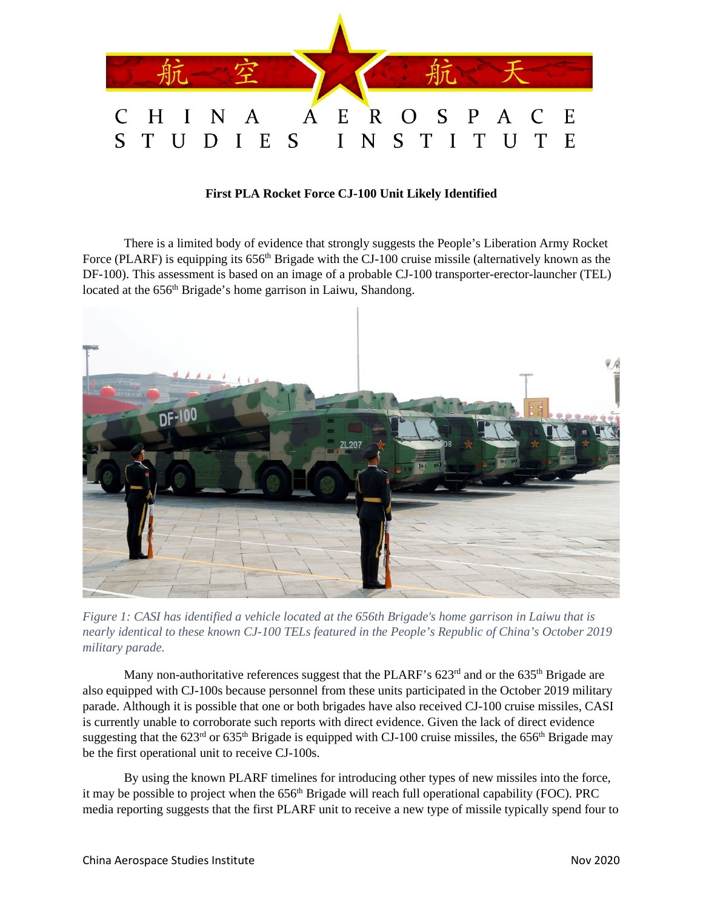# First PLA Rocket Force CJ-100 Unit Likely Identified

There is a limited body of evidence that strongly suggests the People's Liberation Army Rocket Force (PLARF) is equipping its 656th Brigade with the CJ-100 cruise missile (alternatively known as the DF-100). This assessment is based on an image of a probable CJ-100 transporter-erector-launcher (TEL) located at the 656th Brigade's home garrison in Laiwu, Shandong.

*Figure 1: CASI has identified a vehicle located at the 656th Brigade's home garrison in Laiwu that is nearly identical to these known CJ-100 TELs featured in the People's Republic of China's October 2019 military parade.*

Many non-authoritative references suggest that the PLARF's 623rd and or the 635th Brigade are also equipped with CJ-100s because personnel from these units participated in the October 2019 military parade. Although it is possible that one or both brigades have also received CJ-100 cruise missiles, CASI is currently unable to corroborate such reports with direct evidence. Given the lack of direct evidence suggesting that the 623rd or 635th Brigade is equipped with CJ-100 cruise missiles, the 656th Brigade may be the first operational unit to receive CJ-100s.

By using the known PLARF timelines for introducing other types of new missiles into the force, it may be possible to project when the 656th Brigade will reach full operational capability (FOC). PRC media reporting suggests that the first PLARF unit to receive a new type of missile typically spend four to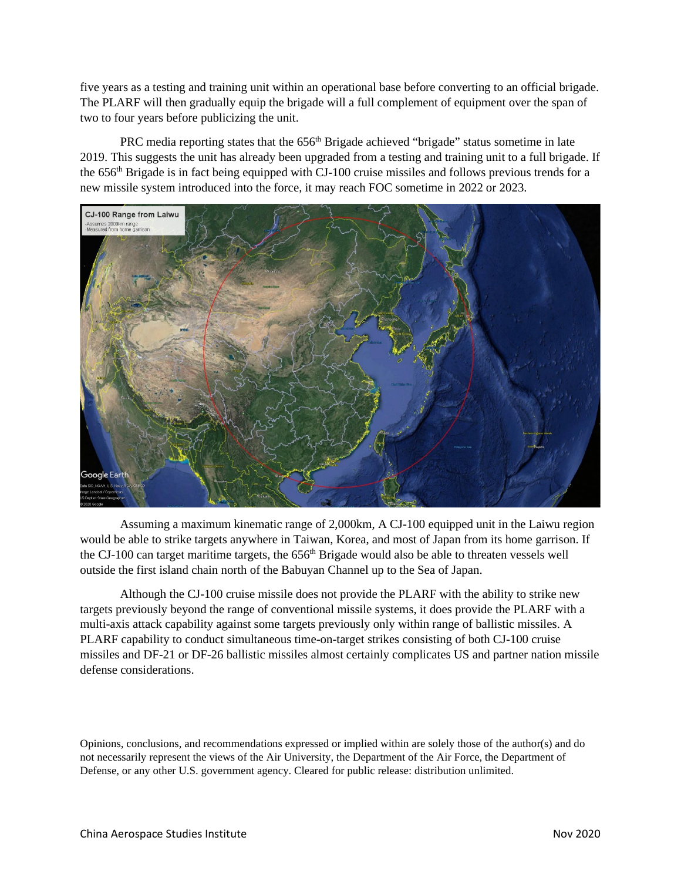five years as a testing and training unit within an operational base before converting to an official brigade. The PLARF will then gradually equip the brigade will a full complement of equipment over the span of two to four years before publicizing the unit.

PRC media reporting states that the 656th Brigade achieved "brigade" status sometime in late 2019. This suggests the unit has already been upgraded from a testing and training unit to a full brigade. If the 656th Brigade is in fact being equipped with CJ-100 cruise missiles and follows previous trends for a new missile system introduced into the force, it may reach FOC sometime in 2022 or 2023.

CJ-100 Range from Laiwu
-Assumes 2000km range
-Measured from home garrison

Assuming a maximum kinematic range of 2,000km, A CJ-100 equipped unit in the Laiwu region would be able to strike targets anywhere in Taiwan, Korea, and most of Japan from its home garrison. If the CJ-100 can target maritime targets, the 656th Brigade would also be able to threaten vessels well outside the first island chain north of the Babuyan Channel up to the Sea of Japan.

Although the CJ-100 cruise missile does not provide the PLARF with the ability to strike new targets previously beyond the range of conventional missile systems, it does provide the PLARF with a multi-axis attack capability against some targets previously only within range of ballistic missiles. A PLARF capability to conduct simultaneous time-on-target strikes consisting of both CJ-100 cruise missiles and DF-21 or DF-26 ballistic missiles almost certainly complicates US and partner nation missile defense considerations.

Opinions, conclusions, and recommendations expressed or implied within are solely those of the author(s) and do not necessarily represent the views of the Air University, the Department of the Air Force, the Department of Defense, or any other U.S. government agency. Cleared for public release: distribution unlimited.